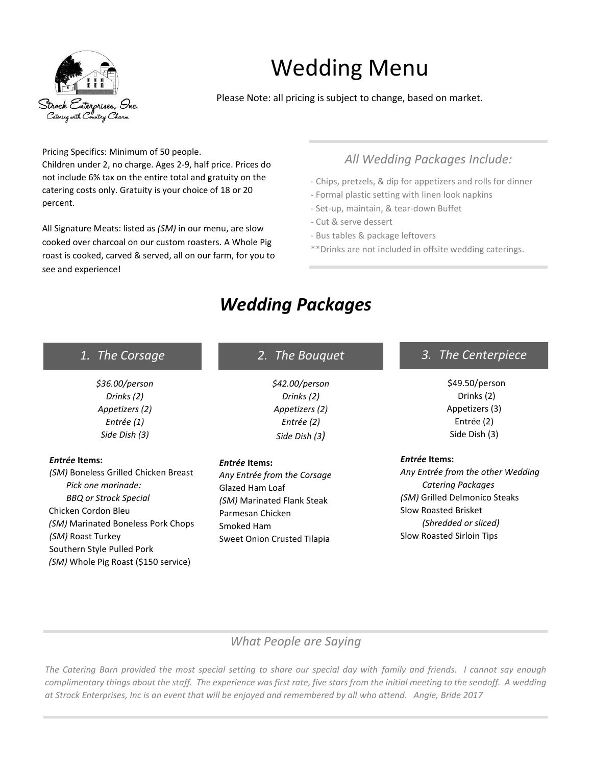# Wedding Menu

Please Note: all pricing is subject to change, based on market.

Pricing Specifics: Minimum of 50 people.
Children under 2, no charge. Ages 2-9, half price. Prices do not include 6% tax on the entire total and gratuity on the catering costs only. Gratuity is your choice of 18 or 20 percent.

All Signature Meats: listed as *(SM)* in our menu, are slow cooked over charcoal on our custom roasters. A Whole Pig roast is cooked, carved & served, all on our farm, for you to see and experience!

### *All Wedding Packages Include:*

- Chips, pretzels, & dip for appetizers and rolls for dinner
- Formal plastic setting with linen look napkins
- Set-up, maintain, & tear-down Buffet
- Cut & serve dessert
- Bus tables & package leftovers

**Drinks are not included in offsite wedding caterings.

## *Wedding Packages*

### *1. The Corsage*

*$36.00/person*
*Drinks (2)*
*Appetizers (2)*
*Entrée (1)*
*Side Dish (3)*

***Entrée* Items:**

*(SM)* Boneless Grilled Chicken Breast
*Pick one marinade:*
*BBQ or Strock Special*
Chicken Cordon Bleu
*(SM)* Marinated Boneless Pork Chops
*(SM)* Roast Turkey
Southern Style Pulled Pork
*(SM)* Whole Pig Roast ($150 service)

### *2. The Bouquet*

*$42.00/person*
*Drinks (2)*
*Appetizers (2)*
*Entrée (2)*
*Side Dish (3)*

***Entrée* Items:**

*Any Entrée from the Corsage*
Glazed Ham Loaf
*(SM)* Marinated Flank Steak
Parmesan Chicken
Smoked Ham
Sweet Onion Crusted Tilapia

### *3. The Centerpiece*

$49.50/person
Drinks (2)
Appetizers (3)
Entrée (2)
Side Dish (3)

***Entrée* Items:**

*Any Entrée from the other Wedding Catering Packages*
*(SM)* Grilled Delmonico Steaks
Slow Roasted Brisket
*(Shredded or sliced)*
Slow Roasted Sirloin Tips

### *What People are Saying*

*The Catering Barn provided the most special setting to share our special day with family and friends. I cannot say enough complimentary things about the staff. The experience was first rate, five stars from the initial meeting to the sendoff. A wedding at Strock Enterprises, Inc is an event that will be enjoyed and remembered by all who attend. Angie, Bride 2017*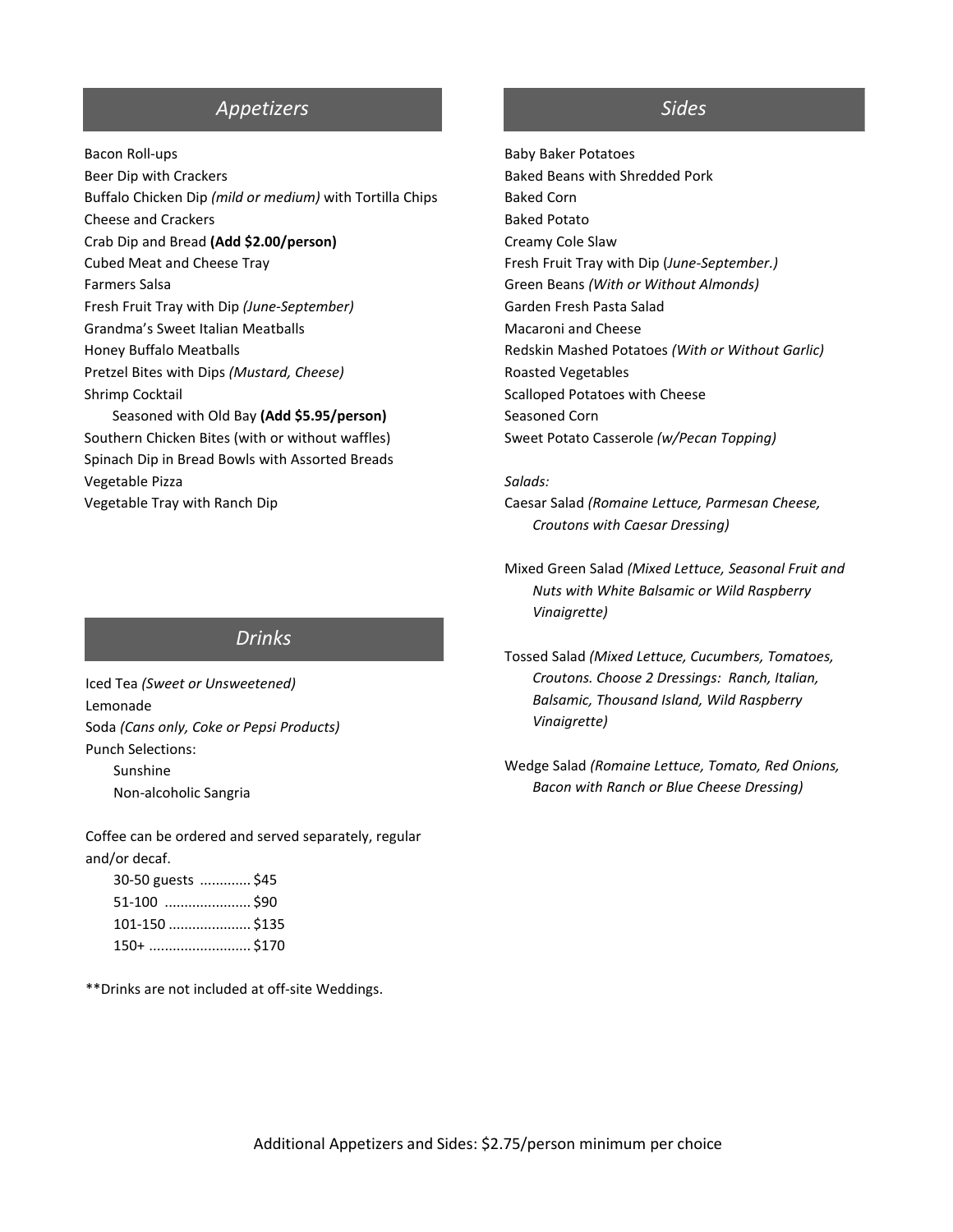## *Appetizers*

Bacon Roll-ups
Beer Dip with Crackers
Buffalo Chicken Dip *(mild or medium)* with Tortilla Chips
Cheese and Crackers
Crab Dip and Bread **(Add $2.00/person)**
Cubed Meat and Cheese Tray
Farmers Salsa
Fresh Fruit Tray with Dip *(June-September)*
Grandma's Sweet Italian Meatballs
Honey Buffalo Meatballs
Pretzel Bites with Dips *(Mustard, Cheese)*
Shrimp Cocktail
  Seasoned with Old Bay **(Add $5.95/person)**
Southern Chicken Bites (with or without waffles)
Spinach Dip in Bread Bowls with Assorted Breads
Vegetable Pizza
Vegetable Tray with Ranch Dip

## *Drinks*

Iced Tea *(Sweet or Unsweetened)*
Lemonade
Soda *(Cans only, Coke or Pepsi Products)*
Punch Selections:
  Sunshine
  Non-alcoholic Sangria

Coffee can be ordered and served separately, regular and/or decaf.

  30-50 guests ............. $45
  51-100 ...................... $90
  101-150 ..................... $135
  150+ .......................... $170

**Drinks are not included at off-site Weddings.

## *Sides*

Baby Baker Potatoes
Baked Beans with Shredded Pork
Baked Corn
Baked Potato
Creamy Cole Slaw
Fresh Fruit Tray with Dip (*June-September.)*
Green Beans *(With or Without Almonds)*
Garden Fresh Pasta Salad
Macaroni and Cheese
Redskin Mashed Potatoes *(With or Without Garlic)*
Roasted Vegetables
Scalloped Potatoes with Cheese
Seasoned Corn
Sweet Potato Casserole *(w/Pecan Topping)*

*Salads:*

Caesar Salad *(Romaine Lettuce, Parmesan Cheese, Croutons with Caesar Dressing)*

Mixed Green Salad *(Mixed Lettuce, Seasonal Fruit and Nuts with White Balsamic or Wild Raspberry Vinaigrette)*

Tossed Salad *(Mixed Lettuce, Cucumbers, Tomatoes, Croutons. Choose 2 Dressings: Ranch, Italian, Balsamic, Thousand Island, Wild Raspberry Vinaigrette)*

Wedge Salad *(Romaine Lettuce, Tomato, Red Onions, Bacon with Ranch or Blue Cheese Dressing)*

Additional Appetizers and Sides: $2.75/person minimum per choice